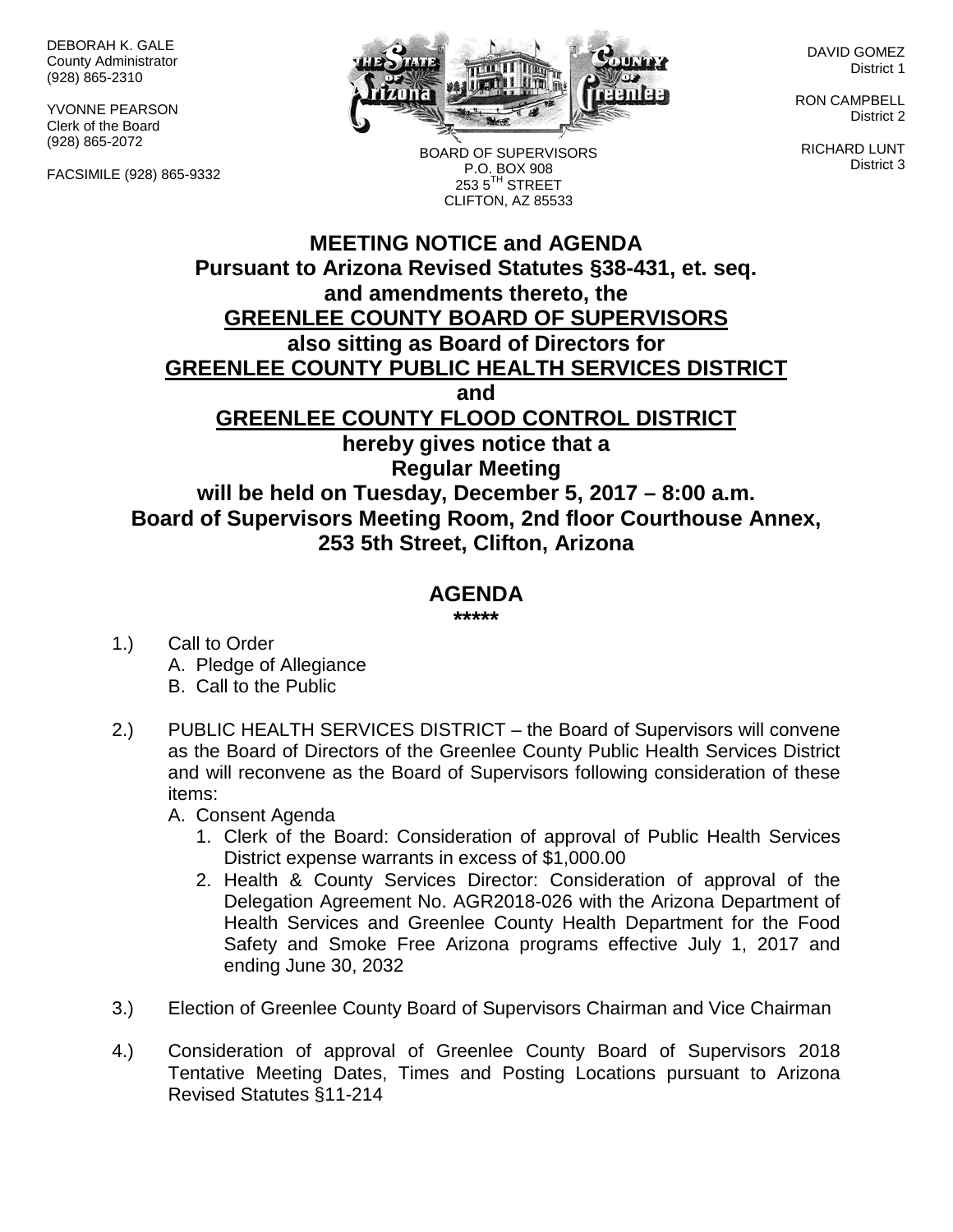DEBORAH K. GALE
County Administrator
(928) 865-2310

YVONNE PEARSON
Clerk of the Board
(928) 865-2072

FACSIMILE (928) 865-9332

BOARD OF SUPERVISORS
P.O. BOX 908
253 5TH STREET
CLIFTON, AZ 85533

DAVID GOMEZ
District 1

RON CAMPBELL
District 2

RICHARD LUNT
District 3

# MEETING NOTICE and AGENDA

**Pursuant to Arizona Revised Statutes §38-431, et. seq.**
**and amendments thereto, the**
**GREENLEE COUNTY BOARD OF SUPERVISORS**
**also sitting as Board of Directors for**
**GREENLEE COUNTY PUBLIC HEALTH SERVICES DISTRICT**
**and**
**GREENLEE COUNTY FLOOD CONTROL DISTRICT**
**hereby gives notice that a**
**Regular Meeting**
**will be held on Tuesday, December 5, 2017 – 8:00 a.m.**
**Board of Supervisors Meeting Room, 2nd floor Courthouse Annex,**
**253 5th Street, Clifton, Arizona**

## AGENDA

*****

1.) Call to Order
   A. Pledge of Allegiance
   B. Call to the Public

2.) PUBLIC HEALTH SERVICES DISTRICT – the Board of Supervisors will convene as the Board of Directors of the Greenlee County Public Health Services District and will reconvene as the Board of Supervisors following consideration of these items:
   A. Consent Agenda
      1. Clerk of the Board: Consideration of approval of Public Health Services District expense warrants in excess of $1,000.00
      2. Health & County Services Director: Consideration of approval of the Delegation Agreement No. AGR2018-026 with the Arizona Department of Health Services and Greenlee County Health Department for the Food Safety and Smoke Free Arizona programs effective July 1, 2017 and ending June 30, 2032

3.) Election of Greenlee County Board of Supervisors Chairman and Vice Chairman

4.) Consideration of approval of Greenlee County Board of Supervisors 2018 Tentative Meeting Dates, Times and Posting Locations pursuant to Arizona Revised Statutes §11-214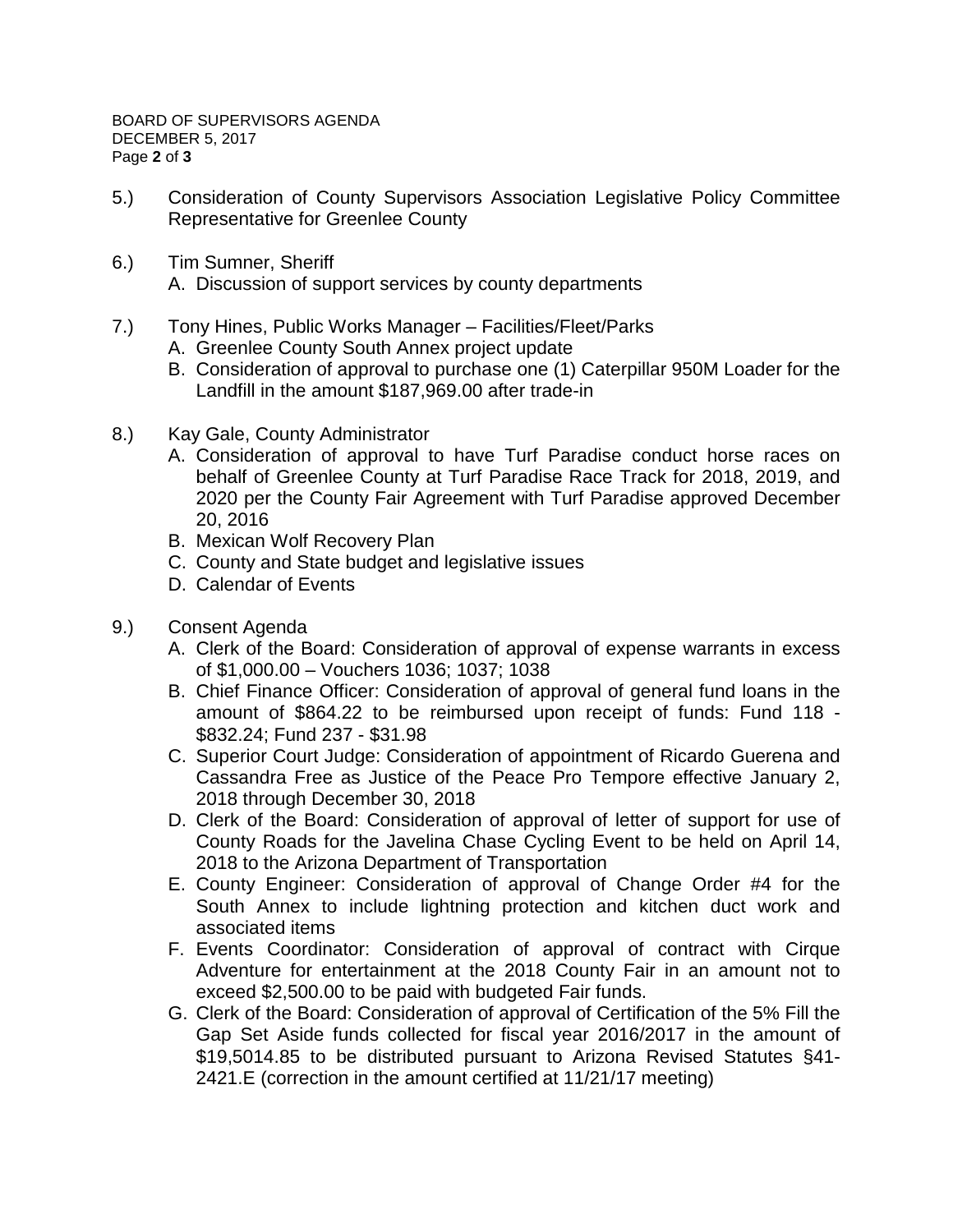5.) Consideration of County Supervisors Association Legislative Policy Committee Representative for Greenlee County

6.) Tim Sumner, Sheriff
   A. Discussion of support services by county departments

7.) Tony Hines, Public Works Manager – Facilities/Fleet/Parks
   A. Greenlee County South Annex project update
   B. Consideration of approval to purchase one (1) Caterpillar 950M Loader for the Landfill in the amount $187,969.00 after trade-in

8.) Kay Gale, County Administrator
   A. Consideration of approval to have Turf Paradise conduct horse races on behalf of Greenlee County at Turf Paradise Race Track for 2018, 2019, and 2020 per the County Fair Agreement with Turf Paradise approved December 20, 2016
   B. Mexican Wolf Recovery Plan
   C. County and State budget and legislative issues
   D. Calendar of Events

9.) Consent Agenda
   A. Clerk of the Board: Consideration of approval of expense warrants in excess of $1,000.00 – Vouchers 1036; 1037; 1038
   B. Chief Finance Officer: Consideration of approval of general fund loans in the amount of $864.22 to be reimbursed upon receipt of funds: Fund 118 - $832.24; Fund 237 - $31.98
   C. Superior Court Judge: Consideration of appointment of Ricardo Guerena and Cassandra Free as Justice of the Peace Pro Tempore effective January 2, 2018 through December 30, 2018
   D. Clerk of the Board: Consideration of approval of letter of support for use of County Roads for the Javelina Chase Cycling Event to be held on April 14, 2018 to the Arizona Department of Transportation
   E. County Engineer: Consideration of approval of Change Order #4 for the South Annex to include lightning protection and kitchen duct work and associated items
   F. Events Coordinator: Consideration of approval of contract with Cirque Adventure for entertainment at the 2018 County Fair in an amount not to exceed $2,500.00 to be paid with budgeted Fair funds.
   G. Clerk of the Board: Consideration of approval of Certification of the 5% Fill the Gap Set Aside funds collected for fiscal year 2016/2017 in the amount of $19,5014.85 to be distributed pursuant to Arizona Revised Statutes §41-2421.E (correction in the amount certified at 11/21/17 meeting)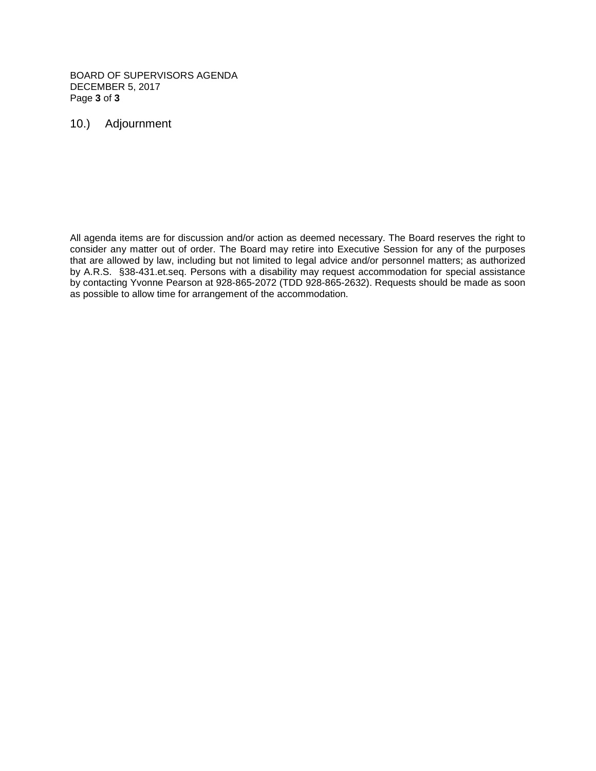10.) Adjournment

All agenda items are for discussion and/or action as deemed necessary. The Board reserves the right to consider any matter out of order. The Board may retire into Executive Session for any of the purposes that are allowed by law, including but not limited to legal advice and/or personnel matters; as authorized by A.R.S. §38-431.et.seq. Persons with a disability may request accommodation for special assistance by contacting Yvonne Pearson at 928-865-2072 (TDD 928-865-2632). Requests should be made as soon as possible to allow time for arrangement of the accommodation.